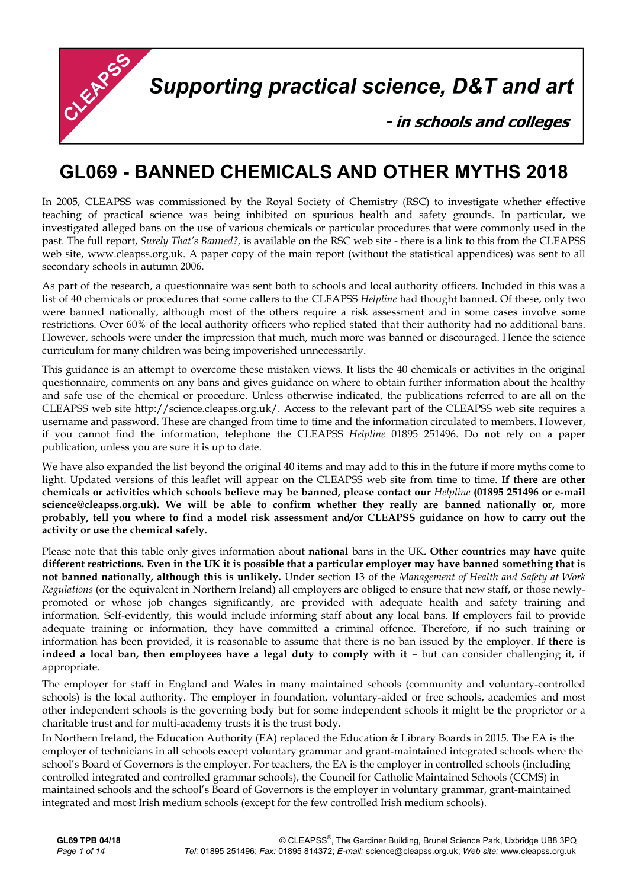# Supporting practical science, D&T and art

**- in schools and colleges**

# GL069 - BANNED CHEMICALS AND OTHER MYTHS 2018

In 2005, CLEAPSS was commissioned by the Royal Society of Chemistry (RSC) to investigate whether effective teaching of practical science was being inhibited on spurious health and safety grounds. In particular, we investigated alleged bans on the use of various chemicals or particular procedures that were commonly used in the past. The full report, *Surely That's Banned?,* is available on the RSC web site - there is a link to this from the CLEAPSS web site, www.cleapss.org.uk. A paper copy of the main report (without the statistical appendices) was sent to all secondary schools in autumn 2006.

As part of the research, a questionnaire was sent both to schools and local authority officers. Included in this was a list of 40 chemicals or procedures that some callers to the CLEAPSS *Helpline* had thought banned. Of these, only two were banned nationally, although most of the others require a risk assessment and in some cases involve some restrictions. Over 60% of the local authority officers who replied stated that their authority had no additional bans. However, schools were under the impression that much, much more was banned or discouraged. Hence the science curriculum for many children was being impoverished unnecessarily.

This guidance is an attempt to overcome these mistaken views. It lists the 40 chemicals or activities in the original questionnaire, comments on any bans and gives guidance on where to obtain further information about the healthy and safe use of the chemical or procedure. Unless otherwise indicated, the publications referred to are all on the CLEAPSS web site http://science.cleapss.org.uk/. Access to the relevant part of the CLEAPSS web site requires a username and password. These are changed from time to time and the information circulated to members. However, if you cannot find the information, telephone the CLEAPSS *Helpline* 01895 251496. Do **not** rely on a paper publication, unless you are sure it is up to date.

We have also expanded the list beyond the original 40 items and may add to this in the future if more myths come to light. Updated versions of this leaflet will appear on the CLEAPSS web site from time to time. **If there are other chemicals or activities which schools believe may be banned, please contact our *Helpline* (01895 251496 or e-mail science@cleapss.org.uk). We will be able to confirm whether they really are banned nationally or, more probably, tell you where to find a model risk assessment and/or CLEAPSS guidance on how to carry out the activity or use the chemical safely.**

Please note that this table only gives information about **national** bans in the UK**. Other countries may have quite different restrictions. Even in the UK it is possible that a particular employer may have banned something that is not banned nationally, although this is unlikely.** Under section 13 of the *Management of Health and Safety at Work Regulations* (or the equivalent in Northern Ireland) all employers are obliged to ensure that new staff, or those newly-promoted or whose job changes significantly, are provided with adequate health and safety training and information. Self-evidently, this would include informing staff about any local bans. If employers fail to provide adequate training or information, they have committed a criminal offence. Therefore, if no such training or information has been provided, it is reasonable to assume that there is no ban issued by the employer. **If there is indeed a local ban, then employees have a legal duty to comply with it** – but can consider challenging it, if appropriate.

The employer for staff in England and Wales in many maintained schools (community and voluntary-controlled schools) is the local authority. The employer in foundation, voluntary-aided or free schools, academies and most other independent schools is the governing body but for some independent schools it might be the proprietor or a charitable trust and for multi-academy trusts it is the trust body.

In Northern Ireland, the Education Authority (EA) replaced the Education & Library Boards in 2015. The EA is the employer of technicians in all schools except voluntary grammar and grant-maintained integrated schools where the school's Board of Governors is the employer. For teachers, the EA is the employer in controlled schools (including controlled integrated and controlled grammar schools), the Council for Catholic Maintained Schools (CCMS) in maintained schools and the school's Board of Governors is the employer in voluntary grammar, grant-maintained integrated and most Irish medium schools (except for the few controlled Irish medium schools).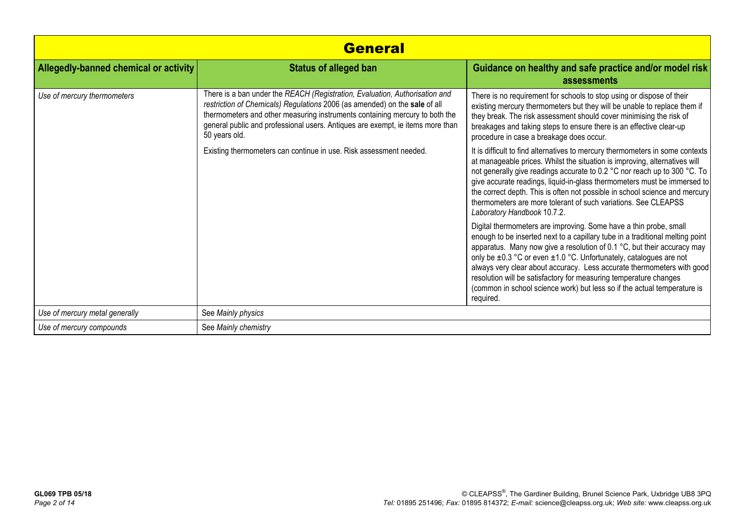## General

| Allegedly-banned chemical or activity | Status of alleged ban | Guidance on healthy and safe practice and/or model risk assessments |
|---|---|---|
| *Use of mercury thermometers* | There is a ban under the *REACH (Registration, Evaluation, Authorisation and restriction of Chemicals) Regulations* 2006 (as amended) on the **sale** of all thermometers and other measuring instruments containing mercury to both the general public and professional users. Antiques are exempt, ie items more than 50 years old. | There is no requirement for schools to stop using or dispose of their existing mercury thermometers but they will be unable to replace them if they break. The risk assessment should cover minimising the risk of breakages and taking steps to ensure there is an effective clear-up procedure in case a breakage does occur. |
| | Existing thermometers can continue in use. Risk assessment needed. | It is difficult to find alternatives to mercury thermometers in some contexts at manageable prices. Whilst the situation is improving, alternatives will not generally give readings accurate to 0.2 °C nor reach up to 300 °C. To give accurate readings, liquid-in-glass thermometers must be immersed to the correct depth. This is often not possible in school science and mercury thermometers are more tolerant of such variations. See CLEAPSS *Laboratory Handbook* 10.7.2. |
| | | Digital thermometers are improving. Some have a thin probe, small enough to be inserted next to a capillary tube in a traditional melting point apparatus. Many now give a resolution of 0.1 °C, but their accuracy may only be ±0.3 °C or even ±1.0 °C. Unfortunately, catalogues are not always very clear about accuracy. Less accurate thermometers with good resolution will be satisfactory for measuring temperature changes (common in school science work) but less so if the actual temperature is required. |
| *Use of mercury metal generally* | See *Mainly physics* | |
| *Use of mercury compounds* | See *Mainly chemistry* | |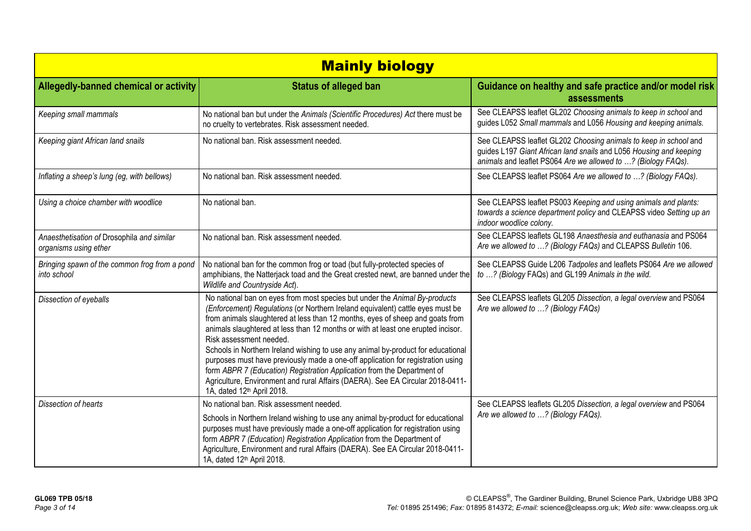## Mainly biology

| Allegedly-banned chemical or activity | Status of alleged ban | Guidance on healthy and safe practice and/or model risk assessments |
|---|---|---|
| *Keeping small mammals* | No national ban but under the *Animals (Scientific Procedures) Act* there must be no cruelty to vertebrates. Risk assessment needed. | See CLEAPSS leaflet GL202 *Choosing animals to keep in school* and guides L052 *Small mammals* and L056 *Housing and keeping animals.* |
| *Keeping giant African land snails* | No national ban. Risk assessment needed. | See CLEAPSS leaflet GL202 *Choosing animals to keep in school* and guides L197 *Giant African land snails* and L056 *Housing and keeping animals* and leaflet PS064 *Are we allowed to …? (Biology FAQs).* |
| *Inflating a sheep's lung (eg, with bellows)* | No national ban. Risk assessment needed. | See CLEAPSS leaflet PS064 *Are we allowed to …? (Biology FAQs).* |
| *Using a choice chamber with woodlice* | No national ban. | See CLEAPSS leaflet PS003 *Keeping and using animals and plants: towards a science department policy* and CLEAPSS video *Setting up an indoor woodlice colony.* |
| *Anaesthetisation of Drosophila and similar organisms using ether* | No national ban. Risk assessment needed. | See CLEAPSS leaflets GL198 *Anaesthesia and euthanasia* and PS064 *Are we allowed to …? (Biology FAQs)* and CLEAPSS *Bulletin* 106. |
| *Bringing spawn of the common frog from a pond into school* | No national ban for the common frog or toad (but fully-protected species of amphibians, the Natterjack toad and the Great crested newt, are banned under the *Wildlife and Countryside Act*). | See CLEAPSS Guide L206 *Tadpoles* and leaflets PS064 *Are we allowed to …? (Biology* FAQs) and GL199 *Animals in the wild.* |
| *Dissection of eyeballs* | No national ban on eyes from most species but under the *Animal By-products (Enforcement) Regulations* (or Northern Ireland equivalent) cattle eyes must be from animals slaughtered at less than 12 months, eyes of sheep and goats from animals slaughtered at less than 12 months or with at least one erupted incisor. Risk assessment needed.<br>Schools in Northern Ireland wishing to use any animal by-product for educational purposes must have previously made a one-off application for registration using form *ABPR 7 (Education) Registration Application* from the Department of Agriculture, Environment and rural Affairs (DAERA). See EA Circular 2018-0411-1A, dated 12th April 2018. | See CLEAPSS leaflets GL205 *Dissection, a legal overview* and PS064 *Are we allowed to …? (Biology FAQs)* |
| *Dissection of hearts* | No national ban. Risk assessment needed.<br>Schools in Northern Ireland wishing to use any animal by-product for educational purposes must have previously made a one-off application for registration using form *ABPR 7 (Education) Registration Application* from the Department of Agriculture, Environment and rural Affairs (DAERA). See EA Circular 2018-0411-1A, dated 12th April 2018. | See CLEAPSS leaflets GL205 *Dissection, a legal overview* and PS064 *Are we allowed to …? (Biology FAQs).* |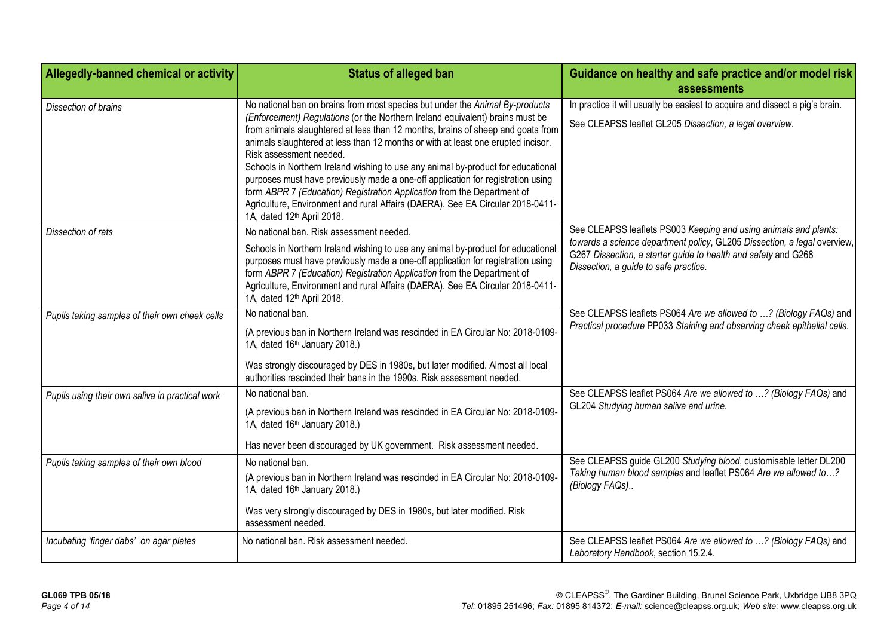| Allegedly-banned chemical or activity | Status of alleged ban | Guidance on healthy and safe practice and/or model risk assessments |
|---|---|---|
| *Dissection of brains* | No national ban on brains from most species but under the *Animal By-products (Enforcement) Regulations* (or the Northern Ireland equivalent) brains must be from animals slaughtered at less than 12 months, brains of sheep and goats from animals slaughtered at less than 12 months or with at least one erupted incisor. Risk assessment needed.<br>Schools in Northern Ireland wishing to use any animal by-product for educational purposes must have previously made a one-off application for registration using form *ABPR 7 (Education) Registration Application* from the Department of Agriculture, Environment and rural Affairs (DAERA). See EA Circular 2018-0411-1A, dated 12th April 2018. | In practice it will usually be easiest to acquire and dissect a pig's brain.<br><br>See CLEAPSS leaflet GL205 *Dissection, a legal overview.* |
| *Dissection of rats* | No national ban. Risk assessment needed.<br><br>Schools in Northern Ireland wishing to use any animal by-product for educational purposes must have previously made a one-off application for registration using form *ABPR 7 (Education) Registration Application* from the Department of Agriculture, Environment and rural Affairs (DAERA). See EA Circular 2018-0411-1A, dated 12th April 2018. | See CLEAPSS leaflets PS003 *Keeping and using animals and plants: towards a science department policy*, GL205 *Dissection, a legal* overview, G267 *Dissection, a starter guide to health and safety* and G268 *Dissection, a guide to safe practice.* |
| *Pupils taking samples of their own cheek cells* | No national ban.<br><br>(A previous ban in Northern Ireland was rescinded in EA Circular No: 2018-0109-1A, dated 16th January 2018.)<br><br>Was strongly discouraged by DES in 1980s, but later modified. Almost all local authorities rescinded their bans in the 1990s. Risk assessment needed. | See CLEAPSS leaflets PS064 *Are we allowed to …? (Biology FAQs)* and *Practical procedure* PP033 *Staining and observing cheek epithelial cells.* |
| *Pupils using their own saliva in practical work* | No national ban.<br><br>(A previous ban in Northern Ireland was rescinded in EA Circular No: 2018-0109-1A, dated 16th January 2018.)<br><br>Has never been discouraged by UK government. Risk assessment needed. | See CLEAPSS leaflet PS064 *Are we allowed to …? (Biology FAQs)* and GL204 *Studying human saliva and urine.* |
| *Pupils taking samples of their own blood* | No national ban.<br><br>(A previous ban in Northern Ireland was rescinded in EA Circular No: 2018-0109-1A, dated 16th January 2018.)<br><br>Was very strongly discouraged by DES in 1980s, but later modified. Risk assessment needed. | See CLEAPSS guide GL200 *Studying blood*, customisable letter DL200 *Taking human blood samples* and leaflet PS064 *Are we allowed to…? (Biology FAQs)..* |
| *Incubating 'finger dabs' on agar plates* | No national ban. Risk assessment needed. | See CLEAPSS leaflet PS064 *Are we allowed to …? (Biology FAQs)* and *Laboratory Handbook*, section 15.2.4. |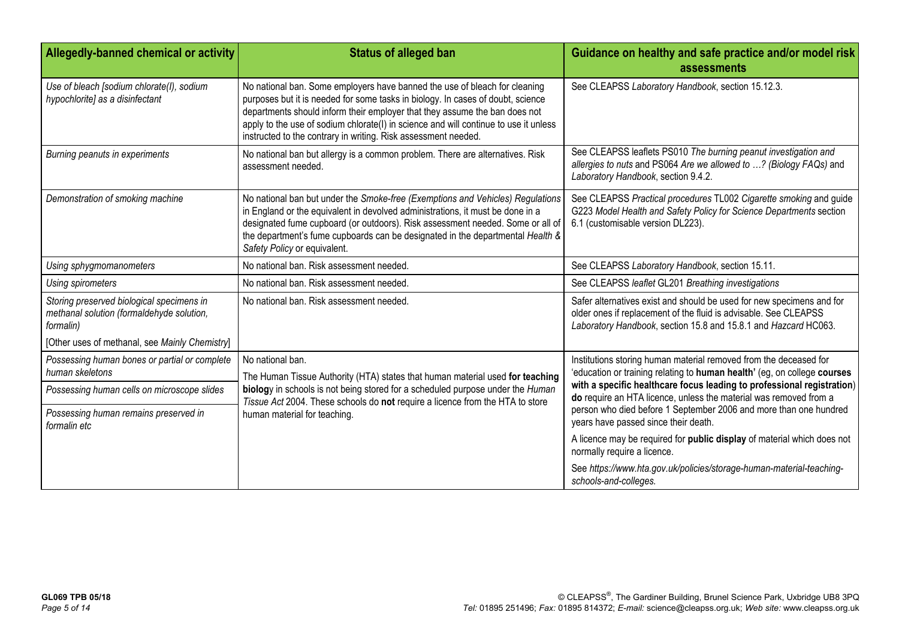| Allegedly-banned chemical or activity | Status of alleged ban | Guidance on healthy and safe practice and/or model risk assessments |
|---|---|---|
| *Use of bleach [sodium chlorate(I), sodium hypochlorite] as a disinfectant* | No national ban. Some employers have banned the use of bleach for cleaning purposes but it is needed for some tasks in biology. In cases of doubt, science departments should inform their employer that they assume the ban does not apply to the use of sodium chlorate(I) in science and will continue to use it unless instructed to the contrary in writing. Risk assessment needed. | See CLEAPSS *Laboratory Handbook*, section 15.12.3. |
| *Burning peanuts in experiments* | No national ban but allergy is a common problem. There are alternatives. Risk assessment needed. | See CLEAPSS leaflets PS010 *The burning peanut investigation and allergies to nuts* and PS064 *Are we allowed to …? (Biology FAQs)* and *Laboratory Handbook*, section 9.4.2. |
| *Demonstration of smoking machine* | No national ban but under the *Smoke-free (Exemptions and Vehicles) Regulations* in England or the equivalent in devolved administrations, it must be done in a designated fume cupboard (or outdoors). Risk assessment needed. Some or all of the department's fume cupboards can be designated in the departmental *Health & Safety Policy* or equivalent. | See CLEAPSS *Practical procedures* TL002 *Cigarette smoking* and guide G223 *Model Health and Safety Policy for Science Departments* section 6.1 (customisable version DL223). |
| *Using sphygmomanometers* | No national ban. Risk assessment needed. | See CLEAPSS *Laboratory Handbook*, section 15.11. |
| *Using spirometers* | No national ban. Risk assessment needed. | See CLEAPSS *leaflet* GL201 *Breathing investigations* |
| *Storing preserved biological specimens in methanal solution (formaldehyde solution, formalin)*<br>[Other uses of methanal, see *Mainly Chemistry*] | No national ban. Risk assessment needed. | Safer alternatives exist and should be used for new specimens and for older ones if replacement of the fluid is advisable. See CLEAPSS *Laboratory Handbook*, section 15.8 and 15.8.1 and *Hazcard* HC063. |
| *Possessing human bones or partial or complete human skeletons*<br>*Possessing human cells on microscope slides*<br>*Possessing human remains preserved in formalin etc* | No national ban.<br>The Human Tissue Authority (HTA) states that human material used **for teaching biolog**y in schools is not being stored for a scheduled purpose under the *Human Tissue Act* 2004. These schools do **not** require a licence from the HTA to store human material for teaching. | Institutions storing human material removed from the deceased for 'education or training relating to **human health**' (eg, on college **courses with a specific healthcare focus leading to professional registration**) **do** require an HTA licence, unless the material was removed from a person who died before 1 September 2006 and more than one hundred years have passed since their death.<br>A licence may be required for **public display** of material which does not normally require a licence.<br>See *https://www.hta.gov.uk/policies/storage-human-material-teaching-schools-and-colleges.* |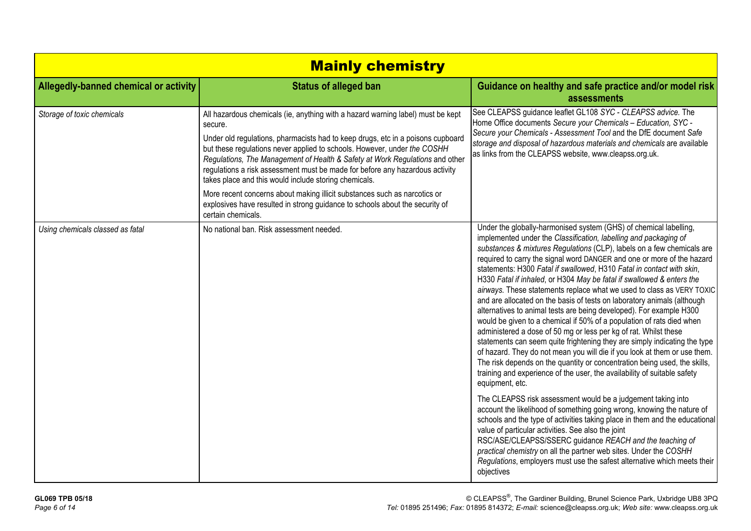## Mainly chemistry

| Allegedly-banned chemical or activity | Status of alleged ban | Guidance on healthy and safe practice and/or model risk assessments |
|---|---|---|
| *Storage of toxic chemicals* | All hazardous chemicals (ie, anything with a hazard warning label) must be kept secure.<br><br>Under old regulations, pharmacists had to keep drugs, etc in a poisons cupboard but these regulations never applied to schools. However, under *the COSHH Regulations, The Management of Health & Safety at Work Regulations* and other regulations a risk assessment must be made for before any hazardous activity takes place and this would include storing chemicals.<br><br>More recent concerns about making illicit substances such as narcotics or explosives have resulted in strong guidance to schools about the security of certain chemicals. | See CLEAPSS guidance leaflet GL108 *SYC - CLEAPSS advice.* The Home Office documents *Secure your Chemicals – Education, SYC - Secure your Chemicals - Assessment Tool* and the DfE document *Safe storage and disposal of hazardous materials and chemicals* are available as links from the CLEAPSS website, www.cleapss.org.uk. |
| *Using chemicals classed as fatal* | No national ban. Risk assessment needed. | Under the globally-harmonised system (GHS) of chemical labelling, implemented under the *Classification, labelling and packaging of substances & mixtures Regulations* (CLP), labels on a few chemicals are required to carry the signal word DANGER and one or more of the hazard statements: H300 *Fatal if swallowed*, H310 *Fatal in contact with skin*, H330 *Fatal if inhaled*, or H304 *May be fatal if swallowed & enters the airways.* These statements replace what we used to class as VERY TOXIC and are allocated on the basis of tests on laboratory animals (although alternatives to animal tests are being developed). For example H300 would be given to a chemical if 50% of a population of rats died when administered a dose of 50 mg or less per kg of rat. Whilst these statements can seem quite frightening they are simply indicating the type of hazard. They do not mean you will die if you look at them or use them. The risk depends on the quantity or concentration being used, the skills, training and experience of the user, the availability of suitable safety equipment, etc.<br><br>The CLEAPSS risk assessment would be a judgement taking into account the likelihood of something going wrong, knowing the nature of schools and the type of activities taking place in them and the educational value of particular activities. See also the joint RSC/ASE/CLEAPSS/SSERC guidance *REACH and the teaching of practical chemistry* on all the partner web sites. Under the *COSHH Regulations*, employers must use the safest alternative which meets their objectives |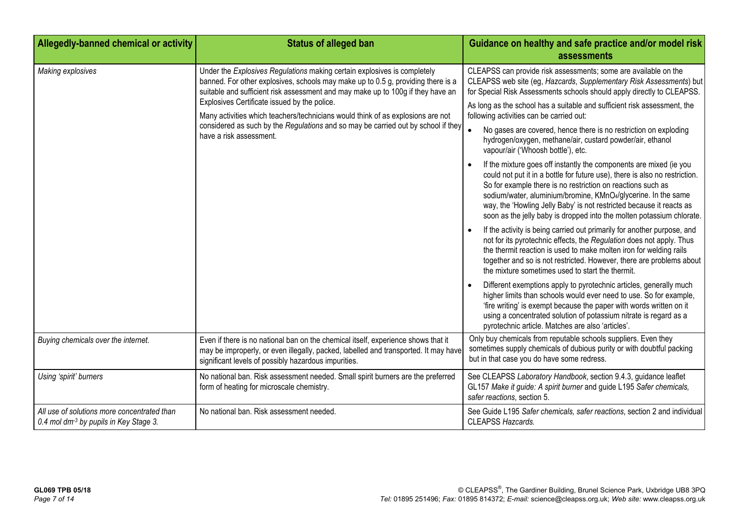| Allegedly-banned chemical or activity | Status of alleged ban | Guidance on healthy and safe practice and/or model risk assessments |
|---|---|---|
| *Making explosives* | Under the *Explosives Regulations* making certain explosives is completely banned. For other explosives, schools may make up to 0.5 g, providing there is a suitable and sufficient risk assessment and may make up to 100g if they have an Explosives Certificate issued by the police.<br><br>Many activities which teachers/technicians would think of as explosions are not considered as such by the *Regulations* and so may be carried out by school if they have a risk assessment. | CLEAPSS can provide risk assessments; some are available on the CLEAPSS web site (eg, *Hazcards*, *Supplementary Risk Assessments*) but for Special Risk Assessments schools should apply directly to CLEAPSS.<br><br>As long as the school has a suitable and sufficient risk assessment, the following activities can be carried out:<br><br>• No gases are covered, hence there is no restriction on exploding hydrogen/oxygen, methane/air, custard powder/air, ethanol vapour/air ('Whoosh bottle'), etc.<br><br>• If the mixture goes off instantly the components are mixed (ie you could not put it in a bottle for future use), there is also no restriction. So for example there is no restriction on reactions such as sodium/water, aluminium/bromine, $KMnO_4$/glycerine. In the same way, the 'Howling Jelly Baby' is not restricted because it reacts as soon as the jelly baby is dropped into the molten potassium chlorate.<br><br>• If the activity is being carried out primarily for another purpose, and not for its pyrotechnic effects, the *Regulation* does not apply. Thus the thermit reaction is used to make molten iron for welding rails together and so is not restricted. However, there are problems about the mixture sometimes used to start the thermit.<br><br>• Different exemptions apply to pyrotechnic articles, generally much higher limits than schools would ever need to use. So for example, 'fire writing' is exempt because the paper with words written on it using a concentrated solution of potassium nitrate is regard as a pyrotechnic article. Matches are also 'articles'. |
| *Buying chemicals over the internet.* | Even if there is no national ban on the chemical itself, experience shows that it may be improperly, or even illegally, packed, labelled and transported. It may have significant levels of possibly hazardous impurities. | Only buy chemicals from reputable schools suppliers. Even they sometimes supply chemicals of dubious purity or with doubtful packing but in that case you do have some redress. |
| *Using 'spirit' burners* | No national ban. Risk assessment needed. Small spirit burners are the preferred form of heating for microscale chemistry. | See CLEAPSS *Laboratory Handbook*, section 9.4.3, guidance leaflet GL157 *Make it guide: A spirit burner* and guide L195 *Safer chemicals, safer reactions*, section 5. |
| *All use of solutions more concentrated than 0.4 mol dm$^{-3}$ by pupils in Key Stage 3.* | No national ban. Risk assessment needed. | See Guide L195 *Safer chemicals, safer reactions*, section 2 and individual CLEAPSS *Hazcards.* |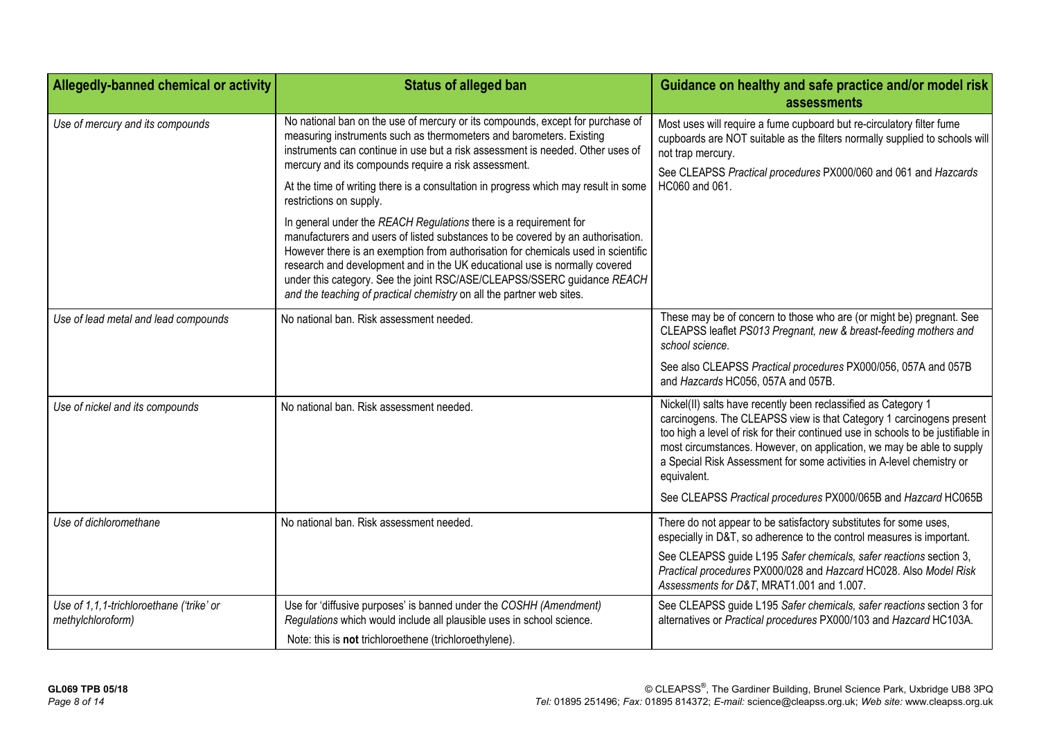| Allegedly-banned chemical or activity | Status of alleged ban | Guidance on healthy and safe practice and/or model risk assessments |
|---|---|---|
| *Use of mercury and its compounds* | No national ban on the use of mercury or its compounds, except for purchase of measuring instruments such as thermometers and barometers. Existing instruments can continue in use but a risk assessment is needed. Other uses of mercury and its compounds require a risk assessment.<br><br>At the time of writing there is a consultation in progress which may result in some restrictions on supply.<br><br>In general under the *REACH Regulations* there is a requirement for manufacturers and users of listed substances to be covered by an authorisation. However there is an exemption from authorisation for chemicals used in scientific research and development and in the UK educational use is normally covered under this category. See the joint RSC/ASE/CLEAPSS/SSERC guidance *REACH and the teaching of practical chemistry* on all the partner web sites. | Most uses will require a fume cupboard but re-circulatory filter fume cupboards are NOT suitable as the filters normally supplied to schools will not trap mercury.<br><br>See CLEAPSS *Practical procedures* PX000/060 and 061 and *Hazcards* HC060 and 061. |
| *Use of lead metal and lead compounds* | No national ban. Risk assessment needed. | These may be of concern to those who are (or might be) pregnant. See CLEAPSS leaflet *PS013 Pregnant, new & breast-feeding mothers and school science.*<br><br>See also CLEAPSS *Practical procedures* PX000/056, 057A and 057B and *Hazcards* HC056, 057A and 057B. |
| *Use of nickel and its compounds* | No national ban. Risk assessment needed. | Nickel(II) salts have recently been reclassified as Category 1 carcinogens. The CLEAPSS view is that Category 1 carcinogens present too high a level of risk for their continued use in schools to be justifiable in most circumstances. However, on application, we may be able to supply a Special Risk Assessment for some activities in A-level chemistry or equivalent.<br><br>See CLEAPSS *Practical procedures* PX000/065B and *Hazcard* HC065B |
| *Use of dichloromethane* | No national ban. Risk assessment needed. | There do not appear to be satisfactory substitutes for some uses, especially in D&T, so adherence to the control measures is important.<br><br>See CLEAPSS guide L195 *Safer chemicals, safer reactions* section 3, *Practical procedures* PX000/028 and *Hazcard* HC028. Also *Model Risk Assessments for D&T*, MRAT1.001 and 1.007. |
| *Use of 1,1,1-trichloroethane ('trike' or methylchloroform)* | Use for 'diffusive purposes' is banned under the *COSHH (Amendment) Regulations* which would include all plausible uses in school science.<br><br>Note: this is **not** trichloroethene (trichloroethylene). | See CLEAPSS guide L195 *Safer chemicals, safer reactions* section 3 for alternatives or *Practical procedures* PX000/103 and *Hazcard* HC103A. |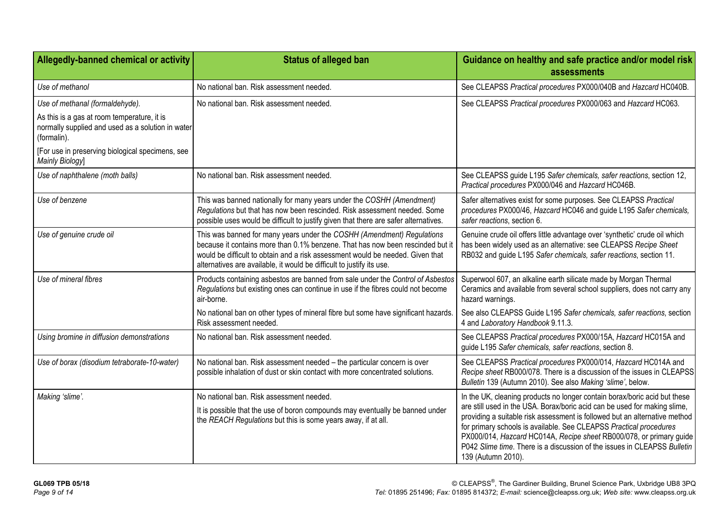| Allegedly-banned chemical or activity | Status of alleged ban | Guidance on healthy and safe practice and/or model risk assessments |
|---|---|---|
| *Use of methanol* | No national ban. Risk assessment needed. | See CLEAPSS *Practical procedures* PX000/040B and *Hazcard* HC040B. |
| *Use of methanal (formaldehyde).*<br><br>As this is a gas at room temperature, it is normally supplied and used as a solution in water (formalin).<br><br>[For use in preserving biological specimens, see *Mainly Biology*] | No national ban. Risk assessment needed. | See CLEAPSS *Practical procedures* PX000/063 and *Hazcard* HC063. |
| *Use of naphthalene (moth balls)* | No national ban. Risk assessment needed. | See CLEAPSS guide L195 *Safer chemicals, safer reactions*, section 12, *Practical procedures* PX000/046 and *Hazcard* HC046B. |
| *Use of benzene* | This was banned nationally for many years under the *COSHH (Amendment) Regulations* but that has now been rescinded. Risk assessment needed. Some possible uses would be difficult to justify given that there are safer alternatives. | Safer alternatives exist for some purposes. See CLEAPSS *Practical procedures* PX000/46, *Hazcard* HC046 and guide L195 *Safer chemicals, safer reactions*, section 6. |
| *Use of genuine crude oil* | This was banned for many years under the *COSHH (Amendment) Regulations* because it contains more than 0.1% benzene. That has now been rescinded but it would be difficult to obtain and a risk assessment would be needed. Given that alternatives are available, it would be difficult to justify its use. | Genuine crude oil offers little advantage over 'synthetic' crude oil which has been widely used as an alternative: see CLEAPSS *Recipe Sheet* RB032 and guide L195 *Safer chemicals, safer reactions*, section 11. |
| *Use of mineral fibres* | Products containing asbestos are banned from sale under the *Control of Asbestos Regulations* but existing ones can continue in use if the fibres could not become air-borne.<br><br>No national ban on other types of mineral fibre but some have significant hazards. Risk assessment needed. | Superwool 607, an alkaline earth silicate made by Morgan Thermal Ceramics and available from several school suppliers, does not carry any hazard warnings.<br><br>See also CLEAPSS Guide L195 *Safer chemicals, safer reactions*, section 4 and *Laboratory Handbook* 9.11.3. |
| *Using bromine in diffusion demonstrations* | No national ban. Risk assessment needed. | See CLEAPSS *Practical procedures* PX000/15A, *Hazcard* HC015A and guide L195 *Safer chemicals, safer reactions*, section 8. |
| *Use of borax (disodium tetraborate-10-water)* | No national ban. Risk assessment needed – the particular concern is over possible inhalation of dust or skin contact with more concentrated solutions. | See CLEAPSS *Practical procedures* PX000/014, *Hazcard* HC014A and *Recipe sheet* RB000/078. There is a discussion of the issues in CLEAPSS *Bulletin* 139 (Autumn 2010). See also *Making 'slime'*, below. |
| *Making 'slime'.* | No national ban. Risk assessment needed.<br><br>It is possible that the use of boron compounds may eventually be banned under the *REACH Regulations* but this is some years away, if at all. | In the UK, cleaning products no longer contain borax/boric acid but these are still used in the USA. Borax/boric acid can be used for making slime, providing a suitable risk assessment is followed but an alternative method for primary schools is available. See CLEAPSS *Practical procedures* PX000/014, *Hazcard* HC014A, *Recipe sheet* RB000/078, or primary guide P042 *Slime time*. There is a discussion of the issues in CLEAPSS *Bulletin* 139 (Autumn 2010). |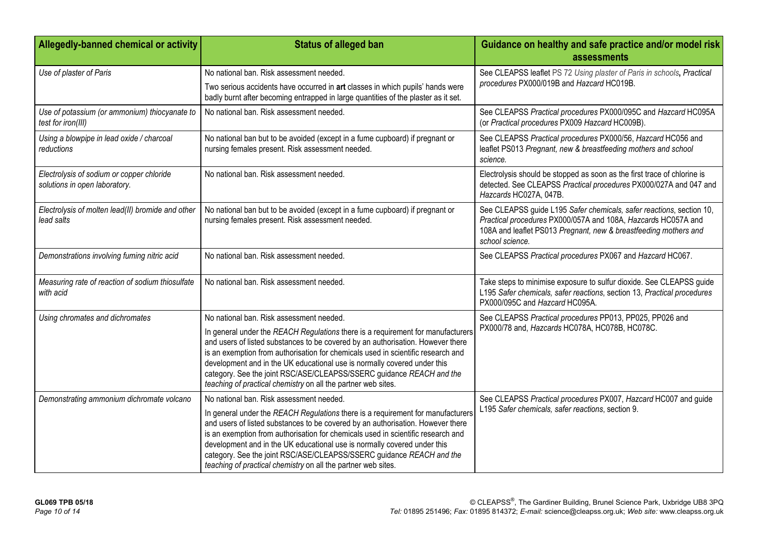| Allegedly-banned chemical or activity | Status of alleged ban | Guidance on healthy and safe practice and/or model risk assessments |
|---|---|---|
| *Use of plaster of Paris* | No national ban. Risk assessment needed. Two serious accidents have occurred in **art** classes in which pupils' hands were badly burnt after becoming entrapped in large quantities of the plaster as it set. | See CLEAPSS leaflet PS 72 *Using plaster of Paris in schools*, *Practical procedures* PX000/019B and *Hazcard* HC019B. |
| *Use of potassium (or ammonium) thiocyanate to test for iron(III)* | No national ban. Risk assessment needed. | See CLEAPSS *Practical procedures* PX000/095C and *Hazcard* HC095A (or *Practical procedures* PX009 *Hazcard* HC009B). |
| *Using a blowpipe in lead oxide / charcoal reductions* | No national ban but to be avoided (except in a fume cupboard) if pregnant or nursing females present. Risk assessment needed. | See CLEAPSS *Practical procedures* PX000/56, *Hazcard* HC056 and leaflet PS013 *Pregnant, new & breastfeeding mothers and school science.* |
| *Electrolysis of sodium or copper chloride solutions in open laboratory.* | No national ban. Risk assessment needed. | Electrolysis should be stopped as soon as the first trace of chlorine is detected. See CLEAPSS *Practical procedures* PX000/027A and 047 and *Hazcards* HC027A, 047B. |
| *Electrolysis of molten lead(II) bromide and other lead salts* | No national ban but to be avoided (except in a fume cupboard) if pregnant or nursing females present. Risk assessment needed. | See CLEAPSS guide L195 *Safer chemicals, safer reactions*, section 10, *Practical procedures* PX000/057A and 108A, *Hazcards* HC057A and 108A and leaflet PS013 *Pregnant, new & breastfeeding mothers and school science.* |
| *Demonstrations involving fuming nitric acid* | No national ban. Risk assessment needed. | See CLEAPSS *Practical procedures* PX067 and *Hazcard* HC067. |
| *Measuring rate of reaction of sodium thiosulfate with acid* | No national ban. Risk assessment needed. | Take steps to minimise exposure to sulfur dioxide. See CLEAPSS guide L195 *Safer chemicals, safer reactions*, section 13, *Practical procedures* PX000/095C and *Hazcard* HC095A. |
| *Using chromates and dichromates* | No national ban. Risk assessment needed. In general under the *REACH Regulations* there is a requirement for manufacturers and users of listed substances to be covered by an authorisation. However there is an exemption from authorisation for chemicals used in scientific research and development and in the UK educational use is normally covered under this category. See the joint RSC/ASE/CLEAPSS/SSERC guidance *REACH and the teaching of practical chemistry* on all the partner web sites. | See CLEAPSS *Practical procedures* PP013, PP025, PP026 and PX000/78 and, *Hazcards* HC078A, HC078B, HC078C. |
| *Demonstrating ammonium dichromate volcano* | No national ban. Risk assessment needed. In general under the *REACH Regulations* there is a requirement for manufacturers and users of listed substances to be covered by an authorisation. However there is an exemption from authorisation for chemicals used in scientific research and development and in the UK educational use is normally covered under this category. See the joint RSC/ASE/CLEAPSS/SSERC guidance *REACH and the teaching of practical chemistry* on all the partner web sites. | See CLEAPSS *Practical procedures* PX007, *Hazcard* HC007 and guide L195 *Safer chemicals, safer reactions*, section 9. |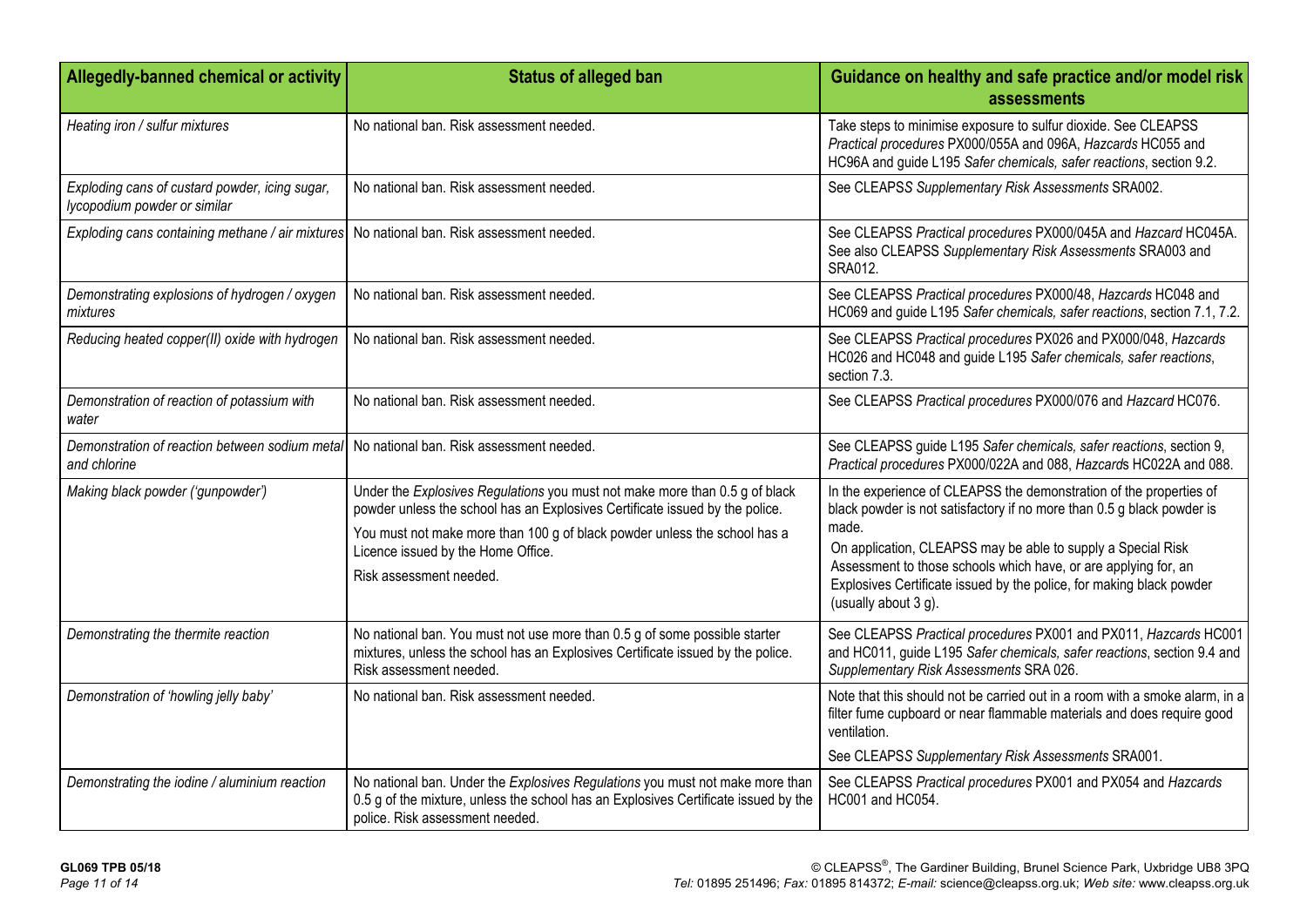| Allegedly-banned chemical or activity | Status of alleged ban | Guidance on healthy and safe practice and/or model risk assessments |
|---|---|---|
| *Heating iron / sulfur mixtures* | No national ban. Risk assessment needed. | Take steps to minimise exposure to sulfur dioxide. See CLEAPSS *Practical procedures* PX000/055A and 096A, *Hazcards* HC055 and HC96A and guide L195 *Safer chemicals, safer reactions*, section 9.2. |
| *Exploding cans of custard powder, icing sugar, lycopodium powder or similar* | No national ban. Risk assessment needed. | See CLEAPSS *Supplementary Risk Assessments* SRA002. |
| *Exploding cans containing methane / air mixtures* | No national ban. Risk assessment needed. | See CLEAPSS *Practical procedures* PX000/045A and *Hazcard* HC045A. See also CLEAPSS *Supplementary Risk Assessments* SRA003 and SRA012. |
| *Demonstrating explosions of hydrogen / oxygen mixtures* | No national ban. Risk assessment needed. | See CLEAPSS *Practical procedures* PX000/48, *Hazcards* HC048 and HC069 and guide L195 *Safer chemicals, safer reactions*, section 7.1, 7.2. |
| *Reducing heated copper(II) oxide with hydrogen* | No national ban. Risk assessment needed. | See CLEAPSS *Practical procedures* PX026 and PX000/048, *Hazcards* HC026 and HC048 and guide L195 *Safer chemicals, safer reactions*, section 7.3. |
| *Demonstration of reaction of potassium with water* | No national ban. Risk assessment needed. | See CLEAPSS *Practical procedures* PX000/076 and *Hazcard* HC076. |
| *Demonstration of reaction between sodium metal and chlorine* | No national ban. Risk assessment needed. | See CLEAPSS guide L195 *Safer chemicals, safer reactions*, section 9, *Practical procedures* PX000/022A and 088, *Hazcards* HC022A and 088. |
| *Making black powder ('gunpowder')* | Under the *Explosives Regulations* you must not make more than 0.5 g of black powder unless the school has an Explosives Certificate issued by the police.<br><br>You must not make more than 100 g of black powder unless the school has a Licence issued by the Home Office.<br><br>Risk assessment needed. | In the experience of CLEAPSS the demonstration of the properties of black powder is not satisfactory if no more than 0.5 g black powder is made.<br><br>On application, CLEAPSS may be able to supply a Special Risk Assessment to those schools which have, or are applying for, an Explosives Certificate issued by the police, for making black powder (usually about 3 g). |
| *Demonstrating the thermite reaction* | No national ban. You must not use more than 0.5 g of some possible starter mixtures, unless the school has an Explosives Certificate issued by the police. Risk assessment needed. | See CLEAPSS *Practical procedures* PX001 and PX011, *Hazcards* HC001 and HC011, guide L195 *Safer chemicals, safer reactions*, section 9.4 and *Supplementary Risk Assessments* SRA 026. |
| *Demonstration of 'howling jelly baby'* | No national ban. Risk assessment needed. | Note that this should not be carried out in a room with a smoke alarm, in a filter fume cupboard or near flammable materials and does require good ventilation.<br><br>See CLEAPSS *Supplementary Risk Assessments* SRA001. |
| *Demonstrating the iodine / aluminium reaction* | No national ban. Under the *Explosives Regulations* you must not make more than 0.5 g of the mixture, unless the school has an Explosives Certificate issued by the police. Risk assessment needed. | See CLEAPSS *Practical procedures* PX001 and PX054 and *Hazcards* HC001 and HC054. |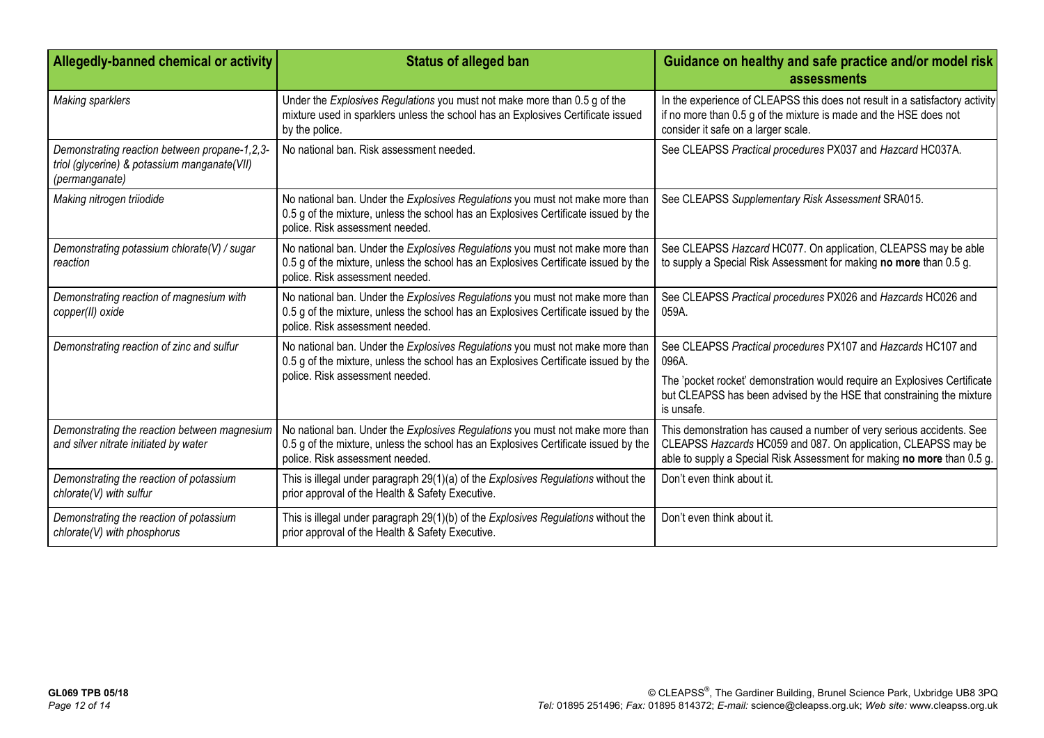| Allegedly-banned chemical or activity | Status of alleged ban | Guidance on healthy and safe practice and/or model risk assessments |
| --- | --- | --- |
| *Making sparklers* | Under the *Explosives Regulations* you must not make more than 0.5 g of the mixture used in sparklers unless the school has an Explosives Certificate issued by the police. | In the experience of CLEAPSS this does not result in a satisfactory activity if no more than 0.5 g of the mixture is made and the HSE does not consider it safe on a larger scale. |
| *Demonstrating reaction between propane-1,2,3-triol (glycerine) & potassium manganate(VII) (permanganate)* | No national ban. Risk assessment needed. | See CLEAPSS *Practical procedures* PX037 and *Hazcard* HC037A. |
| *Making nitrogen triiodide* | No national ban. Under the *Explosives Regulations* you must not make more than 0.5 g of the mixture, unless the school has an Explosives Certificate issued by the police. Risk assessment needed. | See CLEAPSS *Supplementary Risk Assessment* SRA015. |
| *Demonstrating potassium chlorate(V) / sugar reaction* | No national ban. Under the *Explosives Regulations* you must not make more than 0.5 g of the mixture, unless the school has an Explosives Certificate issued by the police. Risk assessment needed. | See CLEAPSS *Hazcard* HC077. On application, CLEAPSS may be able to supply a Special Risk Assessment for making **no more** than 0.5 g. |
| *Demonstrating reaction of magnesium with copper(II) oxide* | No national ban. Under the *Explosives Regulations* you must not make more than 0.5 g of the mixture, unless the school has an Explosives Certificate issued by the police. Risk assessment needed. | See CLEAPSS *Practical procedures* PX026 and *Hazcards* HC026 and 059A. |
| *Demonstrating reaction of zinc and sulfur* | No national ban. Under the *Explosives Regulations* you must not make more than 0.5 g of the mixture, unless the school has an Explosives Certificate issued by the police. Risk assessment needed. | See CLEAPSS *Practical procedures* PX107 and *Hazcards* HC107 and 096A.<br><br>The 'pocket rocket' demonstration would require an Explosives Certificate but CLEAPSS has been advised by the HSE that constraining the mixture is unsafe. |
| *Demonstrating the reaction between magnesium and silver nitrate initiated by water* | No national ban. Under the *Explosives Regulations* you must not make more than 0.5 g of the mixture, unless the school has an Explosives Certificate issued by the police. Risk assessment needed. | This demonstration has caused a number of very serious accidents. See CLEAPSS *Hazcards* HC059 and 087. On application, CLEAPSS may be able to supply a Special Risk Assessment for making **no more** than 0.5 g. |
| *Demonstrating the reaction of potassium chlorate(V) with sulfur* | This is illegal under paragraph 29(1)(a) of the *Explosives Regulations* without the prior approval of the Health & Safety Executive. | Don't even think about it. |
| *Demonstrating the reaction of potassium chlorate(V) with phosphorus* | This is illegal under paragraph 29(1)(b) of the *Explosives Regulations* without the prior approval of the Health & Safety Executive. | Don't even think about it. |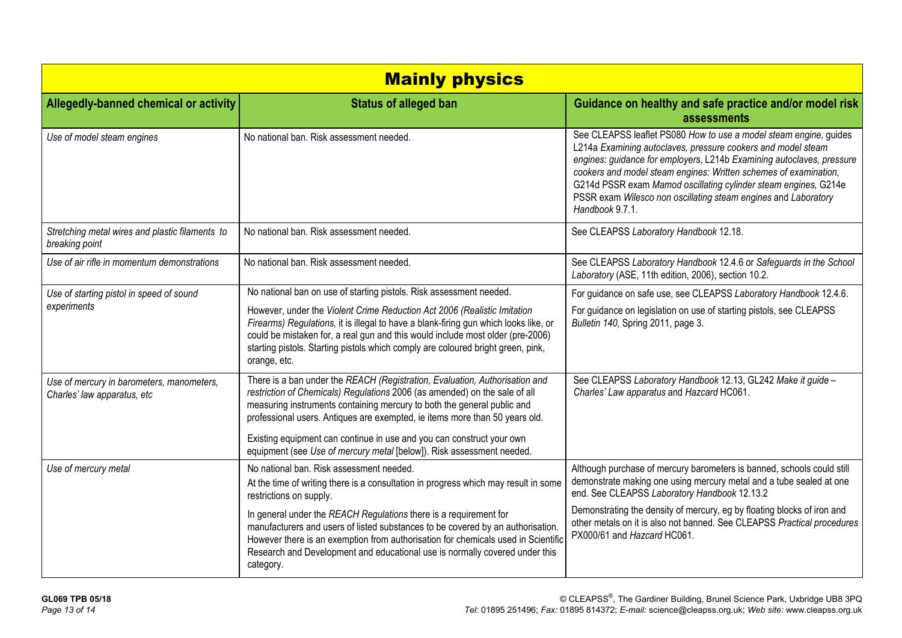## Mainly physics

| Allegedly-banned chemical or activity | Status of alleged ban | Guidance on healthy and safe practice and/or model risk assessments |
|---|---|---|
| *Use of model steam engines* | No national ban. Risk assessment needed. | See CLEAPSS leaflet PS080 *How to use a model steam engine,* guides L214a *Examining autoclaves, pressure cookers and model steam engines: guidance for employers,* L214b *Examining autoclaves, pressure cookers and model steam engines: Written schemes of examination,* G214d PSSR exam *Mamod oscillating cylinder steam engines,* G214e PSSR exam *Wilesco non oscillating steam engines* and *Laboratory Handbook* 9.7.1. |
| *Stretching metal wires and plastic filaments to breaking point* | No national ban. Risk assessment needed. | See CLEAPSS *Laboratory Handbook* 12.18. |
| *Use of air rifle in momentum demonstrations* | No national ban. Risk assessment needed. | See CLEAPSS *Laboratory Handbook* 12.4.6 or *Safeguards in the School Laboratory* (ASE, 11th edition, 2006), section 10.2. |
| *Use of starting pistol in speed of sound experiments* | No national ban on use of starting pistols. Risk assessment needed.<br><br>However, under the *Violent Crime Reduction Act 2006 (Realistic Imitation Firearms) Regulations,* it is illegal to have a blank-firing gun which looks like, or could be mistaken for, a real gun and this would include most older (pre-2006) starting pistols. Starting pistols which comply are coloured bright green, pink, orange, etc. | For guidance on safe use, see CLEAPSS *Laboratory Handbook* 12.4.6.<br><br>For guidance on legislation on use of starting pistols, see CLEAPSS *Bulletin 140,* Spring 2011, page 3. |
| *Use of mercury in barometers, manometers, Charles' law apparatus, etc* | There is a ban under the *REACH (Registration, Evaluation, Authorisation and restriction of Chemicals) Regulations* 2006 (as amended) on the sale of all measuring instruments containing mercury to both the general public and professional users. Antiques are exempted, ie items more than 50 years old.<br><br>Existing equipment can continue in use and you can construct your own equipment (see *Use of mercury metal* [below]). Risk assessment needed. | See CLEAPSS *Laboratory Handbook* 12.13, GL242 *Make it guide – Charles' Law apparatus* and *Hazcard* HC061. |
| *Use of mercury metal* | No national ban. Risk assessment needed.<br><br>At the time of writing there is a consultation in progress which may result in some restrictions on supply.<br><br>In general under the *REACH Regulations* there is a requirement for manufacturers and users of listed substances to be covered by an authorisation. However there is an exemption from authorisation for chemicals used in Scientific Research and Development and educational use is normally covered under this category. | Although purchase of mercury barometers is banned, schools could still demonstrate making one using mercury metal and a tube sealed at one end. See CLEAPSS *Laboratory Handbook* 12.13.2<br><br>Demonstrating the density of mercury, eg by floating blocks of iron and other metals on it is also not banned. See CLEAPSS *Practical procedures* PX000/61 and *Hazcard* HC061. |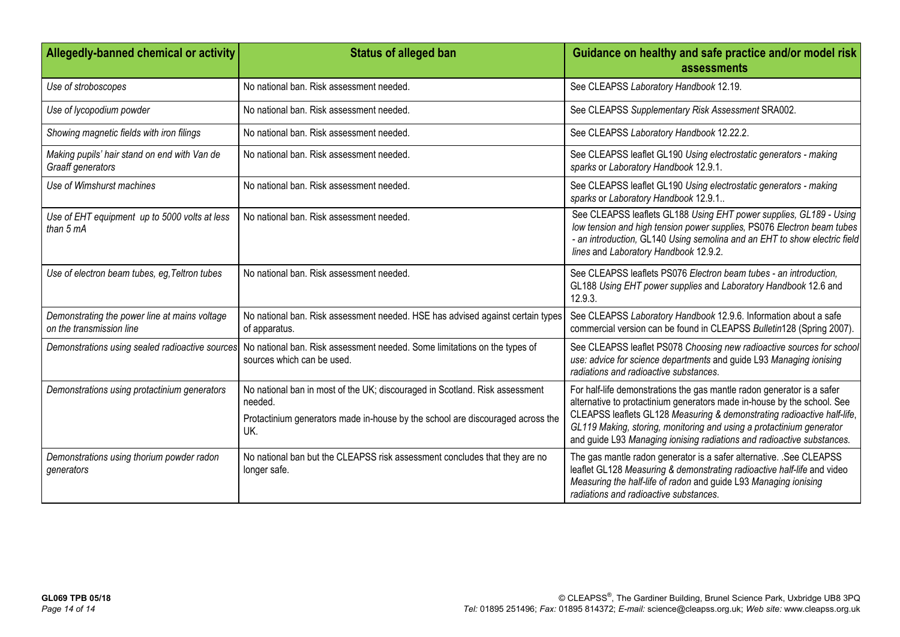| Allegedly-banned chemical or activity | Status of alleged ban | Guidance on healthy and safe practice and/or model risk assessments |
|---|---|---|
| *Use of stroboscopes* | No national ban. Risk assessment needed. | See CLEAPSS *Laboratory Handbook* 12.19. |
| *Use of lycopodium powder* | No national ban. Risk assessment needed. | See CLEAPSS *Supplementary Risk Assessment* SRA002. |
| *Showing magnetic fields with iron filings* | No national ban. Risk assessment needed. | See CLEAPSS *Laboratory Handbook* 12.22.2. |
| *Making pupils' hair stand on end with Van de Graaff generators* | No national ban. Risk assessment needed. | See CLEAPSS leaflet GL190 *Using electrostatic generators - making sparks* or *Laboratory Handbook* 12.9.1. |
| *Use of Wimshurst machines* | No national ban. Risk assessment needed. | See CLEAPSS leaflet GL190 *Using electrostatic generators - making sparks* or *Laboratory Handbook* 12.9.1.. |
| *Use of EHT equipment up to 5000 volts at less than 5 mA* | No national ban. Risk assessment needed. | See CLEAPSS leaflets GL188 *Using EHT power supplies, GL189 - Using low tension and high tension power supplies,* PS076 *Electron beam tubes - an introduction,* GL140 *Using semolina and an EHT to show electric field lines* and *Laboratory Handbook* 12.9.2. |
| *Use of electron beam tubes, eg, Teltron tubes* | No national ban. Risk assessment needed. | See CLEAPSS leaflets PS076 *Electron beam tubes - an introduction,* GL188 *Using EHT power supplies* and *Laboratory Handbook* 12.6 and 12.9.3. |
| *Demonstrating the power line at mains voltage on the transmission line* | No national ban. Risk assessment needed. HSE has advised against certain types of apparatus. | See CLEAPSS *Laboratory Handbook* 12.9.6. Information about a safe commercial version can be found in CLEAPSS *Bulletin*128 (Spring 2007). |
| *Demonstrations using sealed radioactive sources* | No national ban. Risk assessment needed. Some limitations on the types of sources which can be used. | See CLEAPSS leaflet PS078 *Choosing new radioactive sources for school use: advice for science departments* and guide L93 *Managing ionising radiations and radioactive substances.* |
| *Demonstrations using protactinium generators* | No national ban in most of the UK; discouraged in Scotland. Risk assessment needed.<br><br>Protactinium generators made in-house by the school are discouraged across the UK. | For half-life demonstrations the gas mantle radon generator is a safer alternative to protactinium generators made in-house by the school. See CLEAPSS leaflets GL128 *Measuring & demonstrating radioactive half-life,* GL119 *Making, storing, monitoring and using a protactinium generator* and guide L93 *Managing ionising radiations and radioactive substances.* |
| *Demonstrations using thorium powder radon generators* | No national ban but the CLEAPSS risk assessment concludes that they are no longer safe. | The gas mantle radon generator is a safer alternative. .See CLEAPSS leaflet GL128 *Measuring & demonstrating radioactive half-life* and video *Measuring the half-life of radon* and guide L93 *Managing ionising radiations and radioactive substances.* |